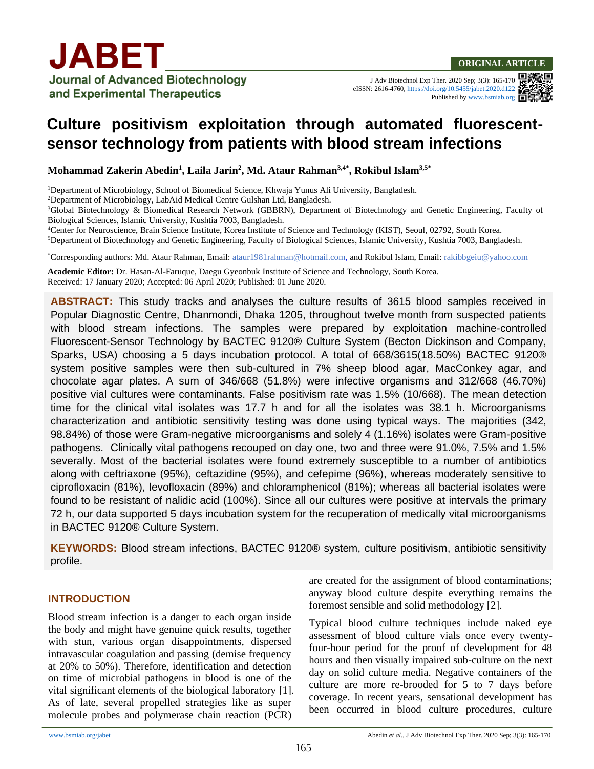ORIGINAL ARTICLE

# Culture positivism exploitation through automated fluorescent-sensor technology from patients with blood stream infections

**Mohammad Zakerin Abedin[1], Laila Jarin[2], Md. Ataur Rahman[3,4*], Rokibul Islam[3,5*]**

[1]Department of Microbiology, School of Biomedical Science, Khwaja Yunus Ali University, Bangladesh.
[2]Department of Microbiology, LabAid Medical Centre Gulshan Ltd, Bangladesh.
[3]Global Biotechnology & Biomedical Research Network (GBBRN), Department of Biotechnology and Genetic Engineering, Faculty of Biological Sciences, Islamic University, Kushtia 7003, Bangladesh.
[4]Center for Neuroscience, Brain Science Institute, Korea Institute of Science and Technology (KIST), Seoul, 02792, South Korea.
[5]Department of Biotechnology and Genetic Engineering, Faculty of Biological Sciences, Islamic University, Kushtia 7003, Bangladesh.

*Corresponding authors: Md. Ataur Rahman, Email: ataur1981rahman@hotmail.com, and Rokibul Islam, Email: rakibbgeiu@yahoo.com

**Academic Editor:** Dr. Hasan-Al-Faruque, Daegu Gyeonbuk Institute of Science and Technology, South Korea.
Received: 17 January 2020; Accepted: 06 April 2020; Published: 01 June 2020.

**ABSTRACT:** This study tracks and analyses the culture results of 3615 blood samples received in Popular Diagnostic Centre, Dhanmondi, Dhaka 1205, throughout twelve month from suspected patients with blood stream infections. The samples were prepared by exploitation machine-controlled Fluorescent-Sensor Technology by BACTEC 9120® Culture System (Becton Dickinson and Company, Sparks, USA) choosing a 5 days incubation protocol. A total of 668/3615(18.50%) BACTEC 9120® system positive samples were then sub-cultured in 7% sheep blood agar, MacConkey agar, and chocolate agar plates. A sum of 346/668 (51.8%) were infective organisms and 312/668 (46.70%) positive vial cultures were contaminants. False positivism rate was 1.5% (10/668). The mean detection time for the clinical vital isolates was 17.7 h and for all the isolates was 38.1 h. Microorganisms characterization and antibiotic sensitivity testing was done using typical ways. The majorities (342, 98.84%) of those were Gram-negative microorganisms and solely 4 (1.16%) isolates were Gram-positive pathogens. Clinically vital pathogens recouped on day one, two and three were 91.0%, 7.5% and 1.5% severally. Most of the bacterial isolates were found extremely susceptible to a number of antibiotics along with ceftriaxone (95%), ceftazidine (95%), and cefepime (96%), whereas moderately sensitive to ciprofloxacin (81%), levofloxacin (89%) and chloramphenicol (81%); whereas all bacterial isolates were found to be resistant of nalidic acid (100%). Since all our cultures were positive at intervals the primary 72 h, our data supported 5 days incubation system for the recuperation of medically vital microorganisms in BACTEC 9120® Culture System.

**KEYWORDS:** Blood stream infections, BACTEC 9120® system, culture positivism, antibiotic sensitivity profile.

## INTRODUCTION

Blood stream infection is a danger to each organ inside the body and might have genuine quick results, together with stun, various organ disappointments, dispersed intravascular coagulation and passing (demise frequency at 20% to 50%). Therefore, identification and detection on time of microbial pathogens in blood is one of the vital significant elements of the biological laboratory [1]. As of late, several propelled strategies like as super molecule probes and polymerase chain reaction (PCR) are created for the assignment of blood contaminations; anyway blood culture despite everything remains the foremost sensible and solid methodology [2].

Typical blood culture techniques include naked eye assessment of blood culture vials once every twenty-four-hour period for the proof of development for 48 hours and then visually impaired sub-culture on the next day on solid culture media. Negative containers of the culture are more re-brooded for 5 to 7 days before coverage. In recent years, sensational development has been occurred in blood culture procedures, culture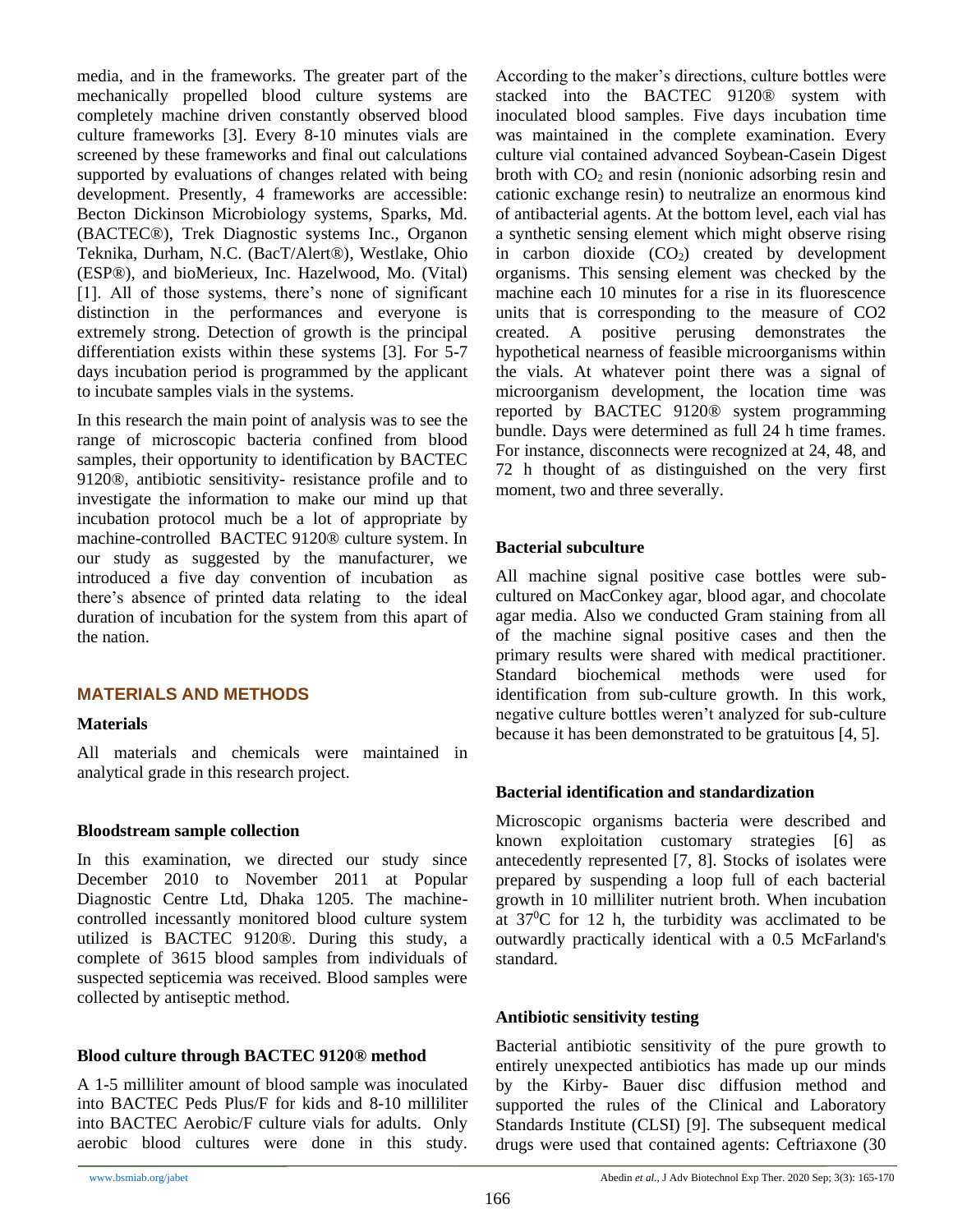media, and in the frameworks. The greater part of the mechanically propelled blood culture systems are completely machine driven constantly observed blood culture frameworks [3]. Every 8-10 minutes vials are screened by these frameworks and final out calculations supported by evaluations of changes related with being development. Presently, 4 frameworks are accessible: Becton Dickinson Microbiology systems, Sparks, Md. (BACTEC®), Trek Diagnostic systems Inc., Organon Teknika, Durham, N.C. (BacT/Alert®), Westlake, Ohio (ESP®), and bioMerieux, Inc. Hazelwood, Mo. (Vital) [1]. All of those systems, there's none of significant distinction in the performances and everyone is extremely strong. Detection of growth is the principal differentiation exists within these systems [3]. For 5-7 days incubation period is programmed by the applicant to incubate samples vials in the systems.

In this research the main point of analysis was to see the range of microscopic bacteria confined from blood samples, their opportunity to identification by BACTEC 9120®, antibiotic sensitivity- resistance profile and to investigate the information to make our mind up that incubation protocol much be a lot of appropriate by machine-controlled BACTEC 9120® culture system. In our study as suggested by the manufacturer, we introduced a five day convention of incubation as there's absence of printed data relating to the ideal duration of incubation for the system from this apart of the nation.

## MATERIALS AND METHODS

### Materials

All materials and chemicals were maintained in analytical grade in this research project.

### Bloodstream sample collection

In this examination, we directed our study since December 2010 to November 2011 at Popular Diagnostic Centre Ltd, Dhaka 1205. The machine-controlled incessantly monitored blood culture system utilized is BACTEC 9120®. During this study, a complete of 3615 blood samples from individuals of suspected septicemia was received. Blood samples were collected by antiseptic method.

### Blood culture through BACTEC 9120® method

A 1-5 milliliter amount of blood sample was inoculated into BACTEC Peds Plus/F for kids and 8-10 milliliter into BACTEC Aerobic/F culture vials for adults. Only aerobic blood cultures were done in this study. According to the maker's directions, culture bottles were stacked into the BACTEC 9120® system with inoculated blood samples. Five days incubation time was maintained in the complete examination. Every culture vial contained advanced Soybean-Casein Digest broth with $CO_2$ and resin (nonionic adsorbing resin and cationic exchange resin) to neutralize an enormous kind of antibacterial agents. At the bottom level, each vial has a synthetic sensing element which might observe rising in carbon dioxide ($CO_2$) created by development organisms. This sensing element was checked by the machine each 10 minutes for a rise in its fluorescence units that is corresponding to the measure of CO2 created. A positive perusing demonstrates the hypothetical nearness of feasible microorganisms within the vials. At whatever point there was a signal of microorganism development, the location time was reported by BACTEC 9120® system programming bundle. Days were determined as full 24 h time frames. For instance, disconnects were recognized at 24, 48, and 72 h thought of as distinguished on the very first moment, two and three severally.

### Bacterial subculture

All machine signal positive case bottles were sub-cultured on MacConkey agar, blood agar, and chocolate agar media. Also we conducted Gram staining from all of the machine signal positive cases and then the primary results were shared with medical practitioner. Standard biochemical methods were used for identification from sub-culture growth. In this work, negative culture bottles weren't analyzed for sub-culture because it has been demonstrated to be gratuitous [4, 5].

### Bacterial identification and standardization

Microscopic organisms bacteria were described and known exploitation customary strategies [6] as antecedently represented [7, 8]. Stocks of isolates were prepared by suspending a loop full of each bacterial growth in 10 milliliter nutrient broth. When incubation at $37^0$C for 12 h, the turbidity was acclimated to be outwardly practically identical with a 0.5 McFarland's standard.

### Antibiotic sensitivity testing

Bacterial antibiotic sensitivity of the pure growth to entirely unexpected antibiotics has made up our minds by the Kirby- Bauer disc diffusion method and supported the rules of the Clinical and Laboratory Standards Institute (CLSI) [9]. The subsequent medical drugs were used that contained agents: Ceftriaxone (30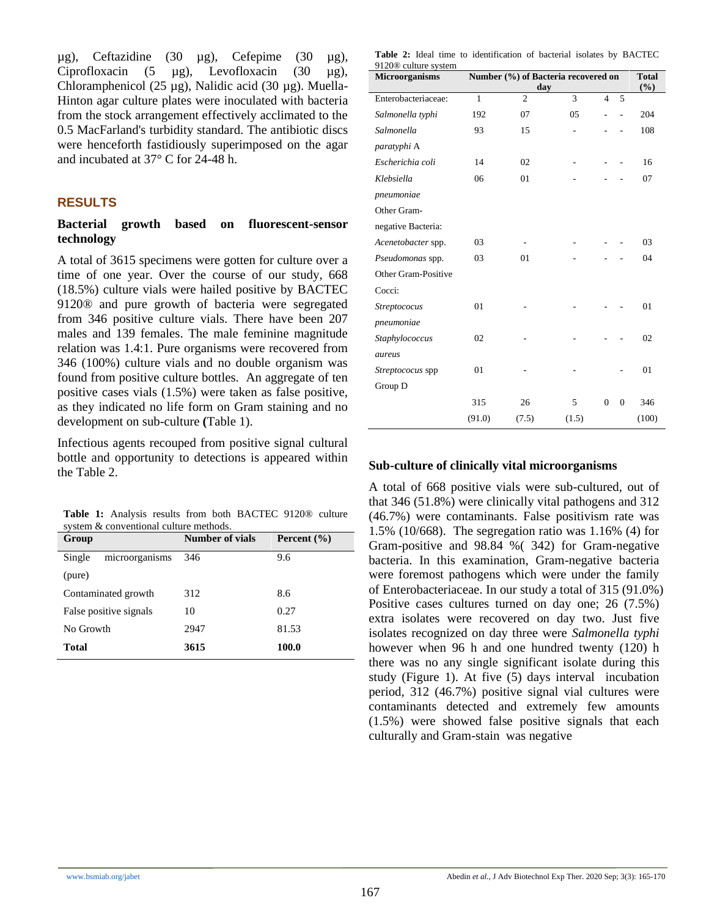µg), Ceftazidine (30 µg), Cefepime (30 µg), Ciprofloxacin (5 µg), Levofloxacin (30 µg), Chloramphenicol (25 µg), Nalidic acid (30 µg). Muella-Hinton agar culture plates were inoculated with bacteria from the stock arrangement effectively acclimated to the 0.5 MacFarland's turbidity standard. The antibiotic discs were henceforth fastidiously superimposed on the agar and incubated at 37° C for 24-48 h.

## RESULTS

### Bacterial growth based on fluorescent-sensor technology

A total of 3615 specimens were gotten for culture over a time of one year. Over the course of our study, 668 (18.5%) culture vials were hailed positive by BACTEC 9120® and pure growth of bacteria were segregated from 346 positive culture vials. There have been 207 males and 139 females. The male feminine magnitude relation was 1.4:1. Pure organisms were recovered from 346 (100%) culture vials and no double organism was found from positive culture bottles. An aggregate of ten positive cases vials (1.5%) were taken as false positive, as they indicated no life form on Gram staining and no development on sub-culture **(**Table 1).

Infectious agents recouped from positive signal cultural bottle and opportunity to detections is appeared within the Table 2.

**Table 1:** Analysis results from both BACTEC 9120® culture system & conventional culture methods.

| Group | Number of vials | Percent (%) |
|---|---|---|
| Single microorganisms (pure) | 346 | 9.6 |
| Contaminated growth | 312 | 8.6 |
| False positive signals | 10 | 0.27 |
| No Growth | 2947 | 81.53 |
| **Total** | **3615** | **100.0** |

**Table 2:** Ideal time to identification of bacterial isolates by BACTEC 9120® culture system

| Microorganisms | Number (%) of Bacteria recovered on day | | | | | Total (%) |
|---|---|---|---|---|---|---|
| Enterobacteriaceae: | 1 | 2 | 3 | 4 | 5 | |
| *Salmonella typhi* | 192 | 07 | 05 | - | - | 204 |
| *Salmonella paratyphi* A | 93 | 15 | - | - | - | 108 |
| *Escherichia coli* | 14 | 02 | - | - | - | 16 |
| *Klebsiella pneumoniae* | 06 | 01 | - | - | - | 07 |
| Other Gram-negative Bacteria: | | | | | | |
| *Acenetobacter* spp. | 03 | - | - | - | - | 03 |
| *Pseudomonas* spp. | 03 | 01 | - | - | - | 04 |
| Other Gram-Positive Cocci: | | | | | | |
| *Streptococcus pneumoniae* | 01 | - | - | - | - | 01 |
| *Staphylococcus aureus* | 02 | - | - | - | - | 02 |
| *Streptococcus* spp Group D | 01 | - | - | | - | 01 |
| | 315 (91.0) | 26 (7.5) | 5 (1.5) | 0 | 0 | 346 (100) |

### Sub-culture of clinically vital microorganisms

A total of 668 positive vials were sub-cultured, out of that 346 (51.8%) were clinically vital pathogens and 312 (46.7%) were contaminants. False positivism rate was 1.5% (10/668). The segregation ratio was 1.16% (4) for Gram-positive and 98.84 %( 342) for Gram-negative bacteria. In this examination, Gram-negative bacteria were foremost pathogens which were under the family of Enterobacteriaceae. In our study a total of 315 (91.0%) Positive cases cultures turned on day one; 26 (7.5%) extra isolates were recovered on day two. Just five isolates recognized on day three were *Salmonella typhi* however when 96 h and one hundred twenty (120) h there was no any single significant isolate during this study (Figure 1). At five (5) days interval incubation period, 312 (46.7%) positive signal vial cultures were contaminants detected and extremely few amounts (1.5%) were showed false positive signals that each culturally and Gram-stain was negative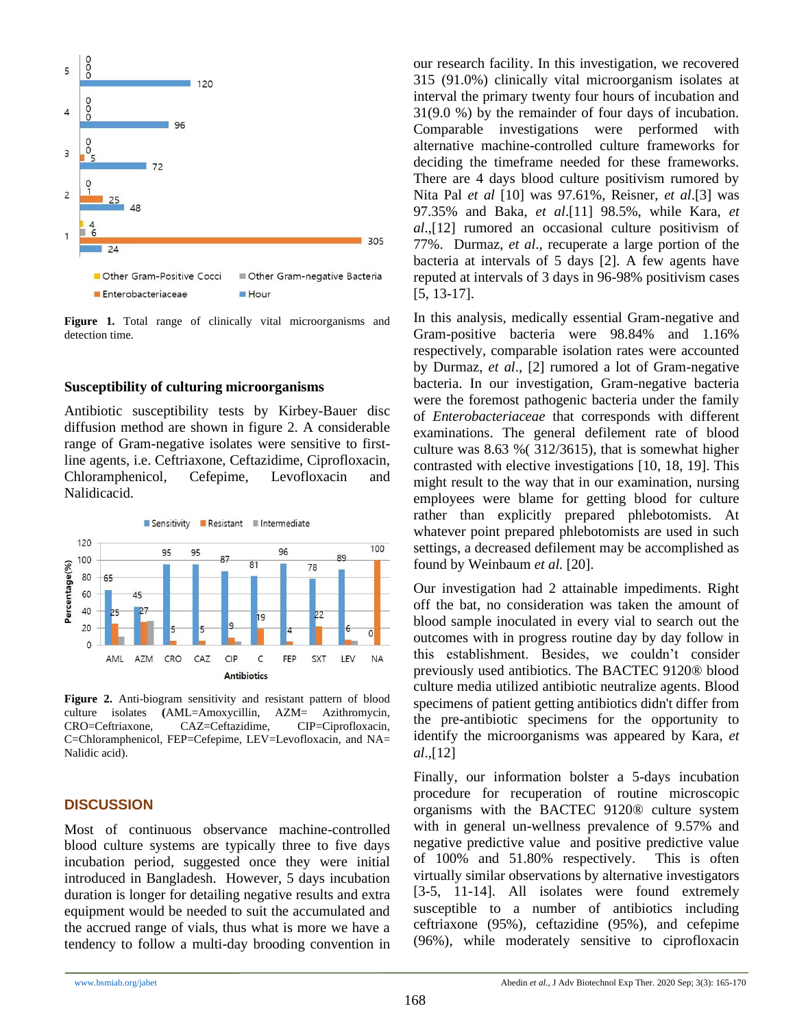Figure 1. Total range of clinically vital microorganisms and detection time.

### Susceptibility of culturing microorganisms

Antibiotic susceptibility tests by Kirbey-Bauer disc diffusion method are shown in figure 2. A considerable range of Gram-negative isolates were sensitive to first-line agents, i.e. Ceftriaxone, Ceftazidime, Ciprofloxacin, Chloramphenicol, Cefepime, Levofloxacin and Nalidicacid.

Figure 2. Anti-biogram sensitivity and resistant pattern of blood culture isolates (AML=Amoxycillin, AZM= Azithromycin, CRO=Ceftriaxone, CAZ=Ceftazidime, CIP=Ciprofloxacin, C=Chloramphenicol, FEP=Cefepime, LEV=Levofloxacin, and NA= Nalidic acid).

## DISCUSSION

Most of continuous observance machine-controlled blood culture systems are typically three to five days incubation period, suggested once they were initial introduced in Bangladesh. However, 5 days incubation duration is longer for detailing negative results and extra equipment would be needed to suit the accumulated and the accrued range of vials, thus what is more we have a tendency to follow a multi-day brooding convention in our research facility. In this investigation, we recovered 315 (91.0%) clinically vital microorganism isolates at interval the primary twenty four hours of incubation and 31(9.0 %) by the remainder of four days of incubation. Comparable investigations were performed with alternative machine-controlled culture frameworks for deciding the timeframe needed for these frameworks. There are 4 days blood culture positivism rumored by Nita Pal *et al* [10] was 97.61%, Reisner, *et al*.[3] was 97.35% and Baka, *et al*.[11] 98.5%, while Kara, *et al*.,[12] rumored an occasional culture positivism of 77%. Durmaz, *et al*., recuperate a large portion of the bacteria at intervals of 5 days [2]. A few agents have reputed at intervals of 3 days in 96-98% positivism cases [5, 13-17].

In this analysis, medically essential Gram-negative and Gram-positive bacteria were 98.84% and 1.16% respectively, comparable isolation rates were accounted by Durmaz, *et al*., [2] rumored a lot of Gram-negative bacteria. In our investigation, Gram-negative bacteria were the foremost pathogenic bacteria under the family of *Enterobacteriaceae* that corresponds with different examinations. The general defilement rate of blood culture was 8.63 %( 312/3615), that is somewhat higher contrasted with elective investigations [10, 18, 19]. This might result to the way that in our examination, nursing employees were blame for getting blood for culture rather than explicitly prepared phlebotomists. At whatever point prepared phlebotomists are used in such settings, a decreased defilement may be accomplished as found by Weinbaum *et al.* [20].

Our investigation had 2 attainable impediments. Right off the bat, no consideration was taken the amount of blood sample inoculated in every vial to search out the outcomes with in progress routine day by day follow in this establishment. Besides, we couldn't consider previously used antibiotics. The BACTEC 9120® blood culture media utilized antibiotic neutralize agents. Blood specimens of patient getting antibiotics didn't differ from the pre-antibiotic specimens for the opportunity to identify the microorganisms was appeared by Kara, *et al*.,[12]

Finally, our information bolster a 5-days incubation procedure for recuperation of routine microscopic organisms with the BACTEC 9120® culture system with in general un-wellness prevalence of 9.57% and negative predictive value and positive predictive value of 100% and 51.80% respectively. This is often virtually similar observations by alternative investigators [3-5, 11-14]. All isolates were found extremely susceptible to a number of antibiotics including ceftriaxone (95%), ceftazidine (95%), and cefepime (96%), while moderately sensitive to ciprofloxacin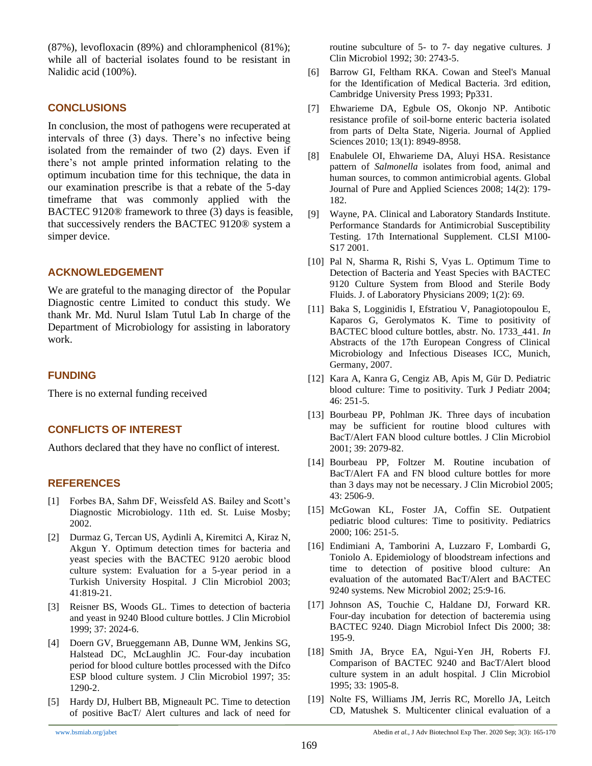(87%), levofloxacin (89%) and chloramphenicol (81%); while all of bacterial isolates found to be resistant in Nalidic acid (100%).

## CONCLUSIONS

In conclusion, the most of pathogens were recuperated at intervals of three (3) days. There's no infective being isolated from the remainder of two (2) days. Even if there's not ample printed information relating to the optimum incubation time for this technique, the data in our examination prescribe is that a rebate of the 5-day timeframe that was commonly applied with the BACTEC 9120® framework to three (3) days is feasible, that successively renders the BACTEC 9120® system a simper device.

## ACKNOWLEDGEMENT

We are grateful to the managing director of the Popular Diagnostic centre Limited to conduct this study. We thank Mr. Md. Nurul Islam Tutul Lab In charge of the Department of Microbiology for assisting in laboratory work.

## FUNDING

There is no external funding received

## CONFLICTS OF INTEREST

Authors declared that they have no conflict of interest.

## REFERENCES

[1] Forbes BA, Sahm DF, Weissfeld AS. Bailey and Scott's Diagnostic Microbiology. 11th ed. St. Luise Mosby; 2002.

[2] Durmaz G, Tercan US, Aydinli A, Kiremitci A, Kiraz N, Akgun Y. Optimum detection times for bacteria and yeast species with the BACTEC 9120 aerobic blood culture system: Evaluation for a 5-year period in a Turkish University Hospital. J Clin Microbiol 2003; 41:819-21.

[3] Reisner BS, Woods GL. Times to detection of bacteria and yeast in 9240 Blood culture bottles. J Clin Microbiol 1999; 37: 2024-6.

[4] Doern GV, Brueggemann AB, Dunne WM, Jenkins SG, Halstead DC, McLaughlin JC. Four-day incubation period for blood culture bottles processed with the Difco ESP blood culture system. J Clin Microbiol 1997; 35: 1290-2.

[5] Hardy DJ, Hulbert BB, Migneault PC. Time to detection of positive BacT/ Alert cultures and lack of need for routine subculture of 5- to 7- day negative cultures. J Clin Microbiol 1992; 30: 2743-5.

[6] Barrow GI, Feltham RKA. Cowan and Steel's Manual for the Identification of Medical Bacteria. 3rd edition, Cambridge University Press 1993; Pp331.

[7] Ehwarieme DA, Egbule OS, Okonjo NP. Antibotic resistance profile of soil-borne enteric bacteria isolated from parts of Delta State, Nigeria. Journal of Applied Sciences 2010; 13(1): 8949-8958.

[8] Enabulele OI, Ehwarieme DA, Aluyi HSA. Resistance pattern of *Salmonella* isolates from food, animal and human sources, to common antimicrobial agents. Global Journal of Pure and Applied Sciences 2008; 14(2): 179-182.

[9] Wayne, PA. Clinical and Laboratory Standards Institute. Performance Standards for Antimicrobial Susceptibility Testing. 17th International Supplement. CLSI M100-S17 2001.

[10] Pal N, Sharma R, Rishi S, Vyas L. Optimum Time to Detection of Bacteria and Yeast Species with BACTEC 9120 Culture System from Blood and Sterile Body Fluids. J. of Laboratory Physicians 2009; 1(2): 69.

[11] Baka S, Logginidis I, Efstratiou V, Panagiotopoulou E, Kaparos G, Gerolymatos K. Time to positivity of BACTEC blood culture bottles, abstr. No. 1733_441. *In* Abstracts of the 17th European Congress of Clinical Microbiology and Infectious Diseases ICC, Munich, Germany, 2007.

[12] Kara A, Kanra G, Cengiz AB, Apis M, Gür D. Pediatric blood culture: Time to positivity. Turk J Pediatr 2004; 46: 251-5.

[13] Bourbeau PP, Pohlman JK. Three days of incubation may be sufficient for routine blood cultures with BacT/Alert FAN blood culture bottles. J Clin Microbiol 2001; 39: 2079-82.

[14] Bourbeau PP, Foltzer M. Routine incubation of BacT/Alert FA and FN blood culture bottles for more than 3 days may not be necessary. J Clin Microbiol 2005; 43: 2506-9.

[15] McGowan KL, Foster JA, Coffin SE. Outpatient pediatric blood cultures: Time to positivity. Pediatrics 2000; 106: 251-5.

[16] Endimiani A, Tamborini A, Luzzaro F, Lombardi G, Toniolo A. Epidemiology of bloodstream infections and time to detection of positive blood culture: An evaluation of the automated BacT/Alert and BACTEC 9240 systems. New Microbiol 2002; 25:9-16.

[17] Johnson AS, Touchie C, Haldane DJ, Forward KR. Four-day incubation for detection of bacteremia using BACTEC 9240. Diagn Microbiol Infect Dis 2000; 38: 195-9.

[18] Smith JA, Bryce EA, Ngui-Yen JH, Roberts FJ. Comparison of BACTEC 9240 and BacT/Alert blood culture system in an adult hospital. J Clin Microbiol 1995; 33: 1905-8.

[19] Nolte FS, Williams JM, Jerris RC, Morello JA, Leitch CD, Matushek S. Multicenter clinical evaluation of a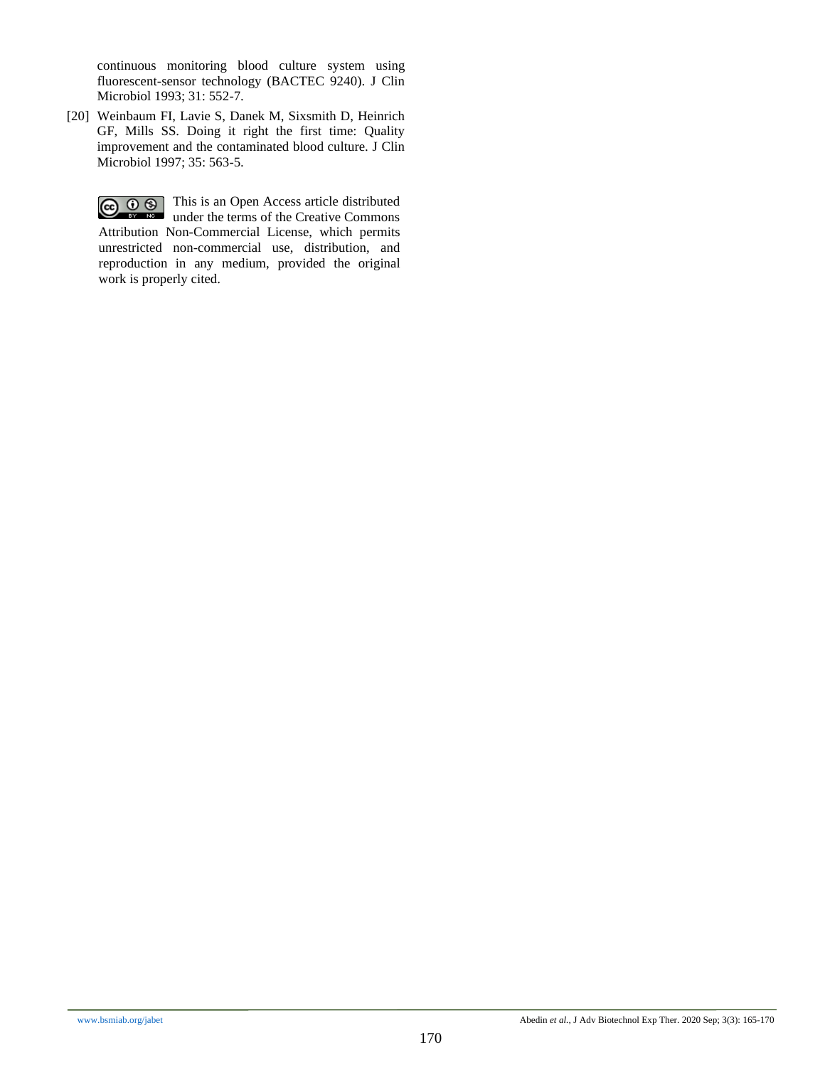continuous monitoring blood culture system using fluorescent-sensor technology (BACTEC 9240). J Clin Microbiol 1993; 31: 552-7.

[20] Weinbaum FI, Lavie S, Danek M, Sixsmith D, Heinrich GF, Mills SS. Doing it right the first time: Quality improvement and the contaminated blood culture. J Clin Microbiol 1997; 35: 563-5.

This is an Open Access article distributed under the terms of the Creative Commons Attribution Non-Commercial License, which permits unrestricted non-commercial use, distribution, and reproduction in any medium, provided the original work is properly cited.